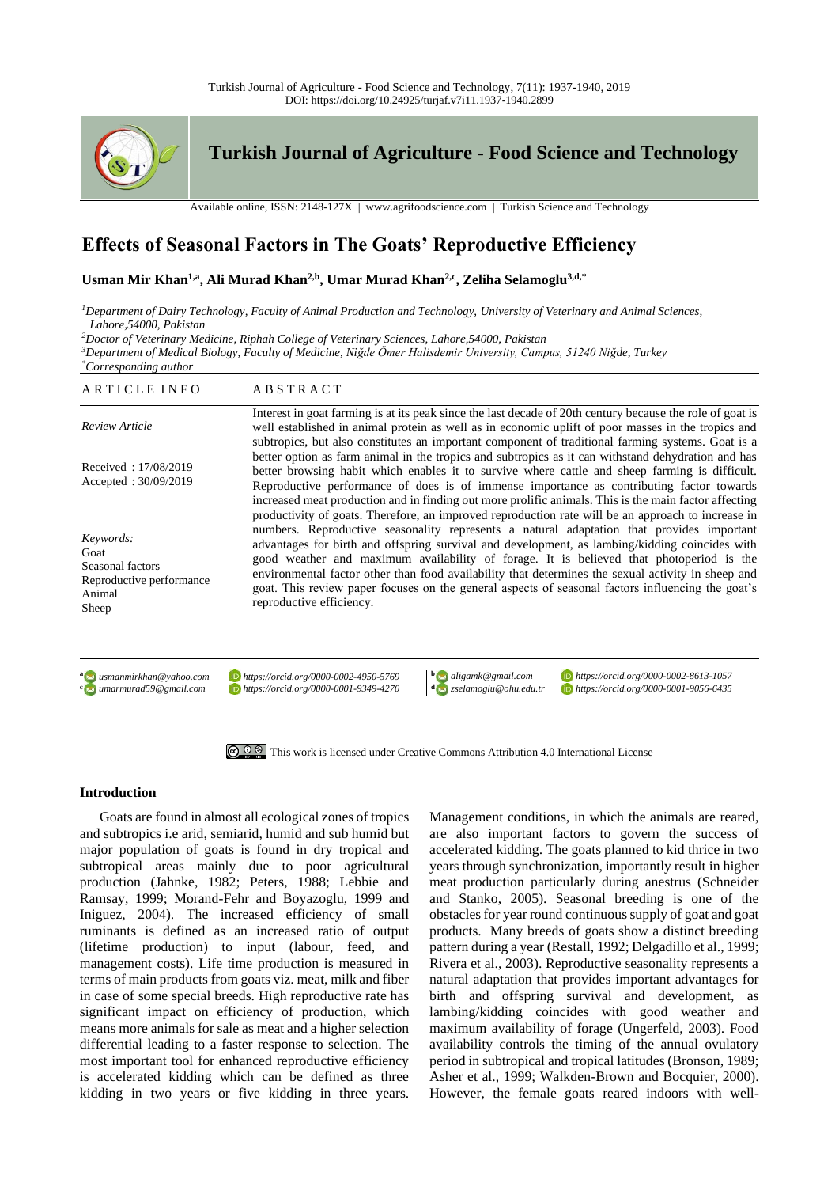# Effects of Seasonal Factors in The Goats' Reproductive Efficiency

**Usman Mir Khan[1,a], Ali Murad Khan[2,b], Umar Murad Khan[2,c], Zeliha Selamoglu[3,d,*]**

[1]*Department of Dairy Technology, Faculty of Animal Production and Technology, University of Veterinary and Animal Sciences, Lahore,54000, Pakistan*
[2]*Doctor of Veterinary Medicine, Riphah College of Veterinary Sciences, Lahore,54000, Pakistan*
[3]*Department of Medical Biology, Faculty of Medicine, Niğde Ömer Halisdemir University, Campus, 51240 Niğde, Turkey*
[*]*Corresponding author*

| ARTICLE INFO | ABSTRACT |
|---|---|
| *Review Article*<br><br>Received : 17/08/2019<br>Accepted : 30/09/2019<br><br>*Keywords:*<br>Goat<br>Seasonal factors<br>Reproductive performance<br>Animal<br>Sheep | Interest in goat farming is at its peak since the last decade of 20th century because the role of goat is well established in animal protein as well as in economic uplift of poor masses in the tropics and subtropics, but also constitutes an important component of traditional farming systems. Goat is a better option as farm animal in the tropics and subtropics as it can withstand dehydration and has better browsing habit which enables it to survive where cattle and sheep farming is difficult. Reproductive performance of does is of immense importance as contributing factor towards increased meat production and in finding out more prolific animals. This is the main factor affecting productivity of goats. Therefore, an improved reproduction rate will be an approach to increase in numbers. Reproductive seasonality represents a natural adaptation that provides important advantages for birth and offspring survival and development, as lambing/kidding coincides with good weather and maximum availability of forage. It is believed that photoperiod is the environmental factor other than food availability that determines the sexual activity in sheep and goat. This review paper focuses on the general aspects of seasonal factors influencing the goat's reproductive efficiency. |

[a] *usmanmirkhan@yahoo.com* https://orcid.org/0000-0002-4950-5769
[b] *aligamk@gmail.com* https://orcid.org/0000-0002-8613-1057
[c] *umarmurad59@gmail.com* https://orcid.org/0000-0001-9349-4270
[d] *zselamoglu@ohu.edu.tr* https://orcid.org/0000-0001-9056-6435

This work is licensed under Creative Commons Attribution 4.0 International License

## Introduction

Goats are found in almost all ecological zones of tropics and subtropics i.e arid, semiarid, humid and sub humid but major population of goats is found in dry tropical and subtropical areas mainly due to poor agricultural production (Jahnke, 1982; Peters, 1988; Lebbie and Ramsay, 1999; Morand-Fehr and Boyazoglu, 1999 and Iniguez, 2004). The increased efficiency of small ruminants is defined as an increased ratio of output (lifetime production) to input (labour, feed, and management costs). Life time production is measured in terms of main products from goats viz. meat, milk and fiber in case of some special breeds. High reproductive rate has significant impact on efficiency of production, which means more animals for sale as meat and a higher selection differential leading to a faster response to selection. The most important tool for enhanced reproductive efficiency is accelerated kidding which can be defined as three kidding in two years or five kidding in three years. Management conditions, in which the animals are reared, are also important factors to govern the success of accelerated kidding. The goats planned to kid thrice in two years through synchronization, importantly result in higher meat production particularly during anestrus (Schneider and Stanko, 2005). Seasonal breeding is one of the obstacles for year round continuous supply of goat and goat products. Many breeds of goats show a distinct breeding pattern during a year (Restall, 1992; Delgadillo et al., 1999; Rivera et al., 2003). Reproductive seasonality represents a natural adaptation that provides important advantages for birth and offspring survival and development, as lambing/kidding coincides with good weather and maximum availability of forage (Ungerfeld, 2003). Food availability controls the timing of the annual ovulatory period in subtropical and tropical latitudes (Bronson, 1989; Asher et al., 1999; Walkden-Brown and Bocquier, 2000). However, the female goats reared indoors with well-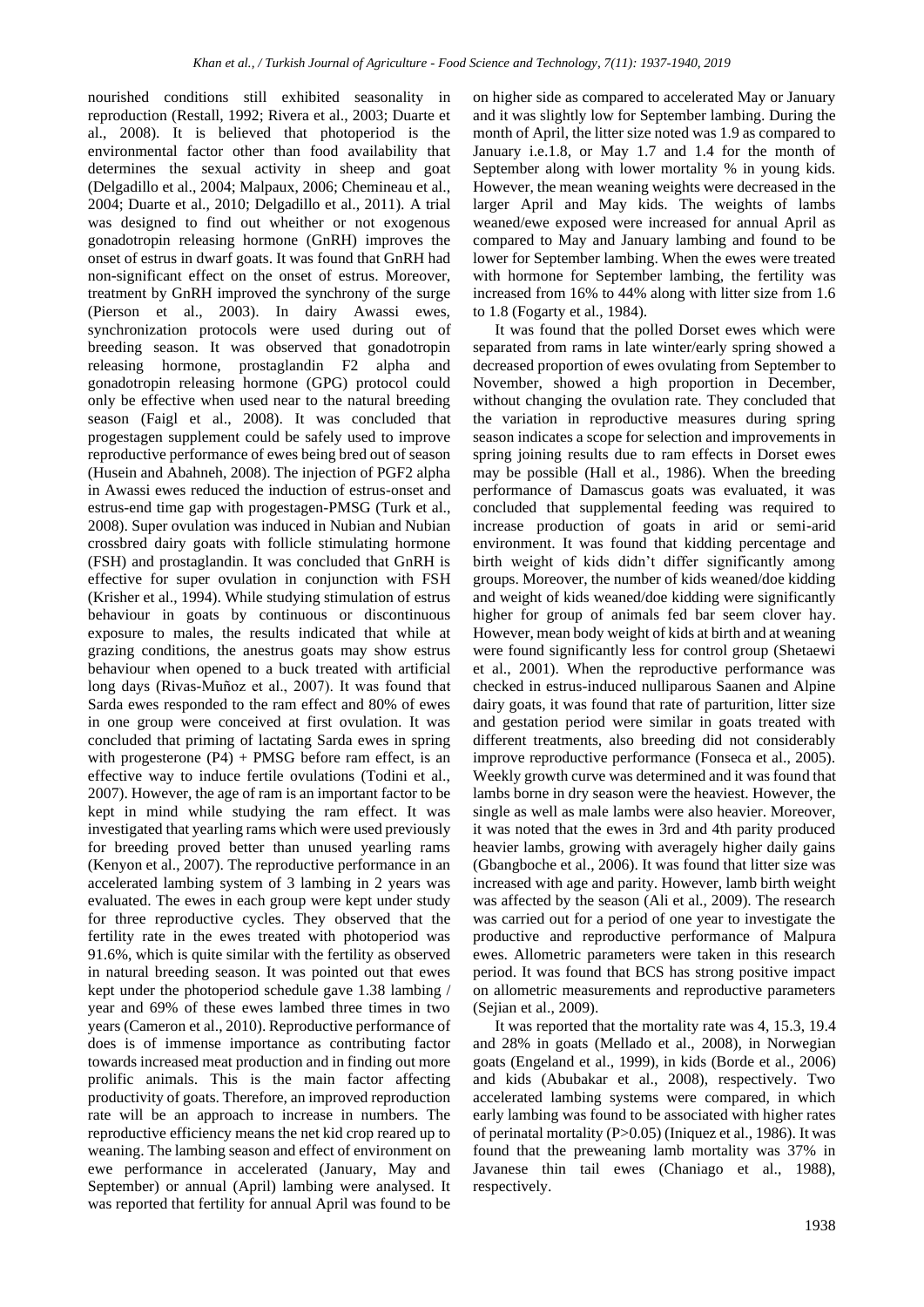nourished conditions still exhibited seasonality in reproduction (Restall, 1992; Rivera et al., 2003; Duarte et al., 2008). It is believed that photoperiod is the environmental factor other than food availability that determines the sexual activity in sheep and goat (Delgadillo et al., 2004; Malpaux, 2006; Chemineau et al., 2004; Duarte et al., 2010; Delgadillo et al., 2011). A trial was designed to find out wheither or not exogenous gonadotropin releasing hormone (GnRH) improves the onset of estrus in dwarf goats. It was found that GnRH had non-significant effect on the onset of estrus. Moreover, treatment by GnRH improved the synchrony of the surge (Pierson et al., 2003). In dairy Awassi ewes, synchronization protocols were used during out of breeding season. It was observed that gonadotropin releasing hormone, prostaglandin F2 alpha and gonadotropin releasing hormone (GPG) protocol could only be effective when used near to the natural breeding season (Faigl et al., 2008). It was concluded that progestagen supplement could be safely used to improve reproductive performance of ewes being bred out of season (Husein and Abahneh, 2008). The injection of PGF2 alpha in Awassi ewes reduced the induction of estrus-onset and estrus-end time gap with progestagen-PMSG (Turk et al., 2008). Super ovulation was induced in Nubian and Nubian crossbred dairy goats with follicle stimulating hormone (FSH) and prostaglandin. It was concluded that GnRH is effective for super ovulation in conjunction with FSH (Krisher et al., 1994). While studying stimulation of estrus behaviour in goats by continuous or discontinuous exposure to males, the results indicated that while at grazing conditions, the anestrus goats may show estrus behaviour when opened to a buck treated with artificial long days (Rivas-Muñoz et al., 2007). It was found that Sarda ewes responded to the ram effect and 80% of ewes in one group were conceived at first ovulation. It was concluded that priming of lactating Sarda ewes in spring with progesterone (P4) + PMSG before ram effect, is an effective way to induce fertile ovulations (Todini et al., 2007). However, the age of ram is an important factor to be kept in mind while studying the ram effect. It was investigated that yearling rams which were used previously for breeding proved better than unused yearling rams (Kenyon et al., 2007). The reproductive performance in an accelerated lambing system of 3 lambing in 2 years was evaluated. The ewes in each group were kept under study for three reproductive cycles. They observed that the fertility rate in the ewes treated with photoperiod was 91.6%, which is quite similar with the fertility as observed in natural breeding season. It was pointed out that ewes kept under the photoperiod schedule gave 1.38 lambing / year and 69% of these ewes lambed three times in two years (Cameron et al., 2010). Reproductive performance of does is of immense importance as contributing factor towards increased meat production and in finding out more prolific animals. This is the main factor affecting productivity of goats. Therefore, an improved reproduction rate will be an approach to increase in numbers. The reproductive efficiency means the net kid crop reared up to weaning. The lambing season and effect of environment on ewe performance in accelerated (January, May and September) or annual (April) lambing were analysed. It was reported that fertility for annual April was found to be on higher side as compared to accelerated May or January and it was slightly low for September lambing. During the month of April, the litter size noted was 1.9 as compared to January i.e.1.8, or May 1.7 and 1.4 for the month of September along with lower mortality % in young kids. However, the mean weaning weights were decreased in the larger April and May kids. The weights of lambs weaned/ewe exposed were increased for annual April as compared to May and January lambing and found to be lower for September lambing. When the ewes were treated with hormone for September lambing, the fertility was increased from 16% to 44% along with litter size from 1.6 to 1.8 (Fogarty et al., 1984).

It was found that the polled Dorset ewes which were separated from rams in late winter/early spring showed a decreased proportion of ewes ovulating from September to November, showed a high proportion in December, without changing the ovulation rate. They concluded that the variation in reproductive measures during spring season indicates a scope for selection and improvements in spring joining results due to ram effects in Dorset ewes may be possible (Hall et al., 1986). When the breeding performance of Damascus goats was evaluated, it was concluded that supplemental feeding was required to increase production of goats in arid or semi-arid environment. It was found that kidding percentage and birth weight of kids didn't differ significantly among groups. Moreover, the number of kids weaned/doe kidding and weight of kids weaned/doe kidding were significantly higher for group of animals fed bar seem clover hay. However, mean body weight of kids at birth and at weaning were found significantly less for control group (Shetaewi et al., 2001). When the reproductive performance was checked in estrus-induced nulliparous Saanen and Alpine dairy goats, it was found that rate of parturition, litter size and gestation period were similar in goats treated with different treatments, also breeding did not considerably improve reproductive performance (Fonseca et al., 2005). Weekly growth curve was determined and it was found that lambs borne in dry season were the heaviest. However, the single as well as male lambs were also heavier. Moreover, it was noted that the ewes in 3rd and 4th parity produced heavier lambs, growing with averagely higher daily gains (Gbangboche et al., 2006). It was found that litter size was increased with age and parity. However, lamb birth weight was affected by the season (Ali et al., 2009). The research was carried out for a period of one year to investigate the productive and reproductive performance of Malpura ewes. Allometric parameters were taken in this research period. It was found that BCS has strong positive impact on allometric measurements and reproductive parameters (Sejian et al., 2009).

It was reported that the mortality rate was 4, 15.3, 19.4 and 28% in goats (Mellado et al., 2008), in Norwegian goats (Engeland et al., 1999), in kids (Borde et al., 2006) and kids (Abubakar et al., 2008), respectively. Two accelerated lambing systems were compared, in which early lambing was found to be associated with higher rates of perinatal mortality ($P>0.05$) (Iniquez et al., 1986). It was found that the preweaning lamb mortality was 37% in Javanese thin tail ewes (Chaniago et al., 1988), respectively.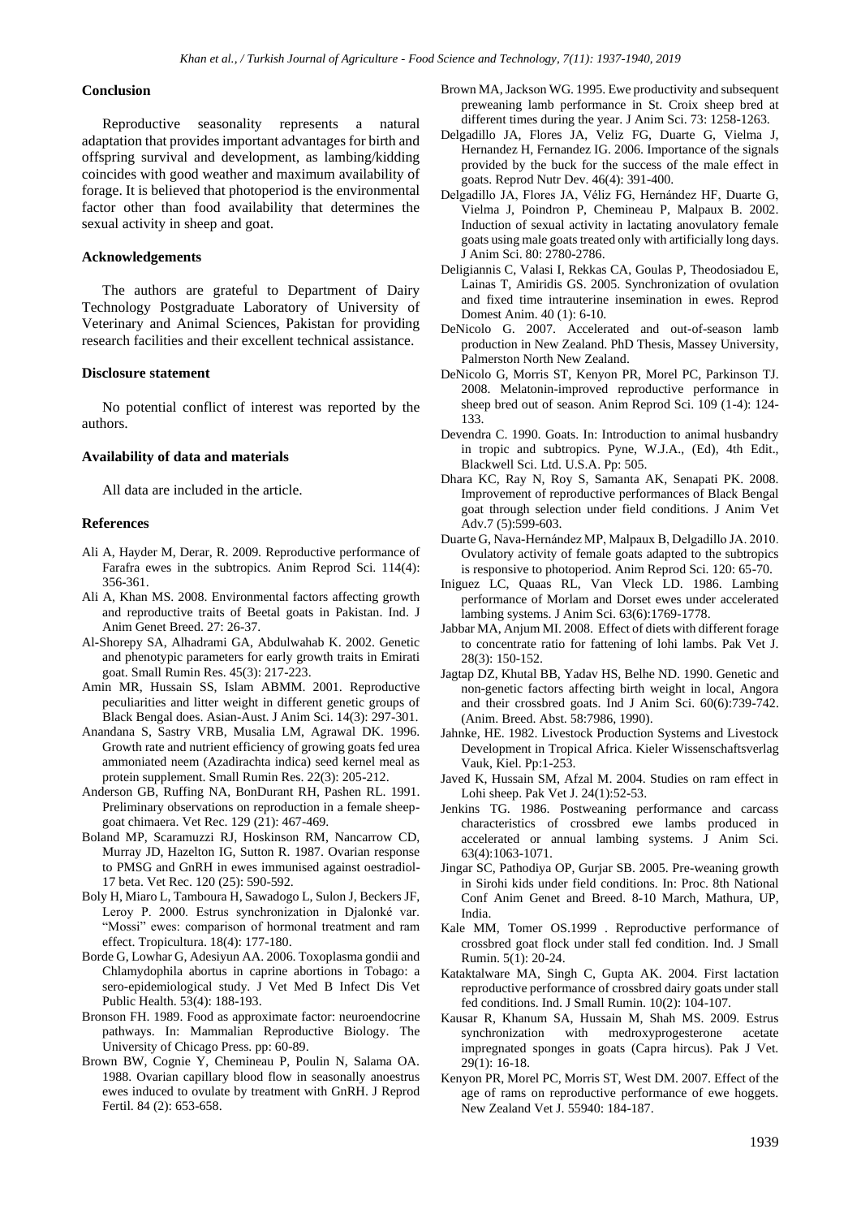### Conclusion

Reproductive seasonality represents a natural adaptation that provides important advantages for birth and offspring survival and development, as lambing/kidding coincides with good weather and maximum availability of forage. It is believed that photoperiod is the environmental factor other than food availability that determines the sexual activity in sheep and goat.

### Acknowledgements

The authors are grateful to Department of Dairy Technology Postgraduate Laboratory of University of Veterinary and Animal Sciences, Pakistan for providing research facilities and their excellent technical assistance.

### Disclosure statement

No potential conflict of interest was reported by the authors.

### Availability of data and materials

All data are included in the article.

### References

Ali A, Hayder M, Derar, R. 2009. Reproductive performance of Farafra ewes in the subtropics. Anim Reprod Sci. 114(4): 356-361.

Ali A, Khan MS. 2008. Environmental factors affecting growth and reproductive traits of Beetal goats in Pakistan. Ind. J Anim Genet Breed. 27: 26-37.

Al-Shorepy SA, Alhadrami GA, Abdulwahab K. 2002. Genetic and phenotypic parameters for early growth traits in Emirati goat. Small Rumin Res. 45(3): 217-223.

Amin MR, Hussain SS, Islam ABMM. 2001. Reproductive peculiarities and litter weight in different genetic groups of Black Bengal does. Asian-Aust. J Anim Sci. 14(3): 297-301.

Anandana S, Sastry VRB, Musalia LM, Agrawal DK. 1996. Growth rate and nutrient efficiency of growing goats fed urea ammoniated neem (Azadirachta indica) seed kernel meal as protein supplement. Small Rumin Res. 22(3): 205-212.

Anderson GB, Ruffing NA, BonDurant RH, Pashen RL. 1991. Preliminary observations on reproduction in a female sheep-goat chimaera. Vet Rec. 129 (21): 467-469.

Boland MP, Scaramuzzi RJ, Hoskinson RM, Nancarrow CD, Murray JD, Hazelton IG, Sutton R. 1987. Ovarian response to PMSG and GnRH in ewes immunised against oestradiol-17 beta. Vet Rec. 120 (25): 590-592.

Boly H, Miaro L, Tamboura H, Sawadogo L, Sulon J, Beckers JF, Leroy P. 2000. Estrus synchronization in Djallonké var. "Mossi" ewes: comparison of hormonal treatment and ram effect. Tropicultura. 18(4): 177-180.

Borde G, Lowhar G, Adesiyun AA. 2006. Toxoplasma gondii and Chlamydophila abortus in caprine abortions in Tobago: a sero-epidemiological study. J Vet Med B Infect Dis Vet Public Health. 53(4): 188-193.

Bronson FH. 1989. Food as approximate factor: neuroendocrine pathways. In: Mammalian Reproductive Biology. The University of Chicago Press. pp: 60-89.

Brown BW, Cognie Y, Chemineau P, Poulin N, Salama OA. 1988. Ovarian capillary blood flow in seasonally anoestrus ewes induced to ovulate by treatment with GnRH. J Reprod Fertil. 84 (2): 653-658.

Brown MA, Jackson WG. 1995. Ewe productivity and subsequent preweaning lamb performance in St. Croix sheep bred at different times during the year. J Anim Sci. 73: 1258-1263.

Delgadillo JA, Flores JA, Veliz FG, Duarte G, Vielma J, Hernandez H, Fernandez IG. 2006. Importance of the signals provided by the buck for the success of the male effect in goats. Reprod Nutr Dev. 46(4): 391-400.

Delgadillo JA, Flores JA, Véliz FG, Hernández HF, Duarte G, Vielma J, Poindron P, Chemineau P, Malpaux B. 2002. Induction of sexual activity in lactating anovulatory female goats using male goats treated only with artificially long days. J Anim Sci. 80: 2780-2786.

Deligiannis C, Valasi I, Rekkas CA, Goulas P, Theodosiadou E, Lainas T, Amiridis GS. 2005. Synchronization of ovulation and fixed time intrauterine insemination in ewes. Reprod Domest Anim. 40 (1): 6-10.

DeNicolo G. 2007. Accelerated and out-of-season lamb production in New Zealand. PhD Thesis, Massey University, Palmerston North New Zealand.

DeNicolo G, Morris ST, Kenyon PR, Morel PC, Parkinson TJ. 2008. Melatonin-improved reproductive performance in sheep bred out of season. Anim Reprod Sci. 109 (1-4): 124-133.

Devendra C. 1990. Goats. In: Introduction to animal husbandry in tropic and subtropics. Pyne, W.J.A., (Ed), 4th Edit., Blackwell Sci. Ltd. U.S.A. Pp: 505.

Dhara KC, Ray N, Roy S, Samanta AK, Senapati PK. 2008. Improvement of reproductive performances of Black Bengal goat through selection under field conditions. J Anim Vet Adv.7 (5):599-603.

Duarte G, Nava-Hernández MP, Malpaux B, Delgadillo JA. 2010. Ovulatory activity of female goats adapted to the subtropics is responsive to photoperiod. Anim Reprod Sci. 120: 65-70.

Iniguez LC, Quaas RL, Van Vleck LD. 1986. Lambing performance of Morlam and Dorset ewes under accelerated lambing systems. J Anim Sci. 63(6):1769-1778.

Jabbar MA, Anjum MI. 2008. Effect of diets with different forage to concentrate ratio for fattening of lohi lambs. Pak Vet J. 28(3): 150-152.

Jagtap DZ, Khutal BB, Yadav HS, Belhe ND. 1990. Genetic and non-genetic factors affecting birth weight in local, Angora and their crossbred goats. Ind J Anim Sci. 60(6):739-742. (Anim. Breed. Abst. 58:7986, 1990).

Jahnke, HE. 1982. Livestock Production Systems and Livestock Development in Tropical Africa. Kieler Wissenschaftsverlag Vauk, Kiel. Pp:1-253.

Javed K, Hussain SM, Afzal M. 2004. Studies on ram effect in Lohi sheep. Pak Vet J. 24(1):52-53.

Jenkins TG. 1986. Postweaning performance and carcass characteristics of crossbred ewe lambs produced in accelerated or annual lambing systems. J Anim Sci. 63(4):1063-1071.

Jingar SC, Pathodiya OP, Gurjar SB. 2005. Pre-weaning growth in Sirohi kids under field conditions. In: Proc. 8th National Conf Anim Genet and Breed. 8-10 March, Mathura, UP, India.

Kale MM, Tomer OS.1999 . Reproductive performance of crossbred goat flock under stall fed condition. Ind. J Small Rumin. 5(1): 20-24.

Kataktalware MA, Singh C, Gupta AK. 2004. First lactation reproductive performance of crossbred dairy goats under stall fed conditions. Ind. J Small Rumin. 10(2): 104-107.

Kausar R, Khanum SA, Hussain M, Shah MS. 2009. Estrus synchronization with medroxyprogesterone acetate impregnated sponges in goats (Capra hircus). Pak J Vet. 29(1): 16-18.

Kenyon PR, Morel PC, Morris ST, West DM. 2007. Effect of the age of rams on reproductive performance of ewe hoggets. New Zealand Vet J. 55940: 184-187.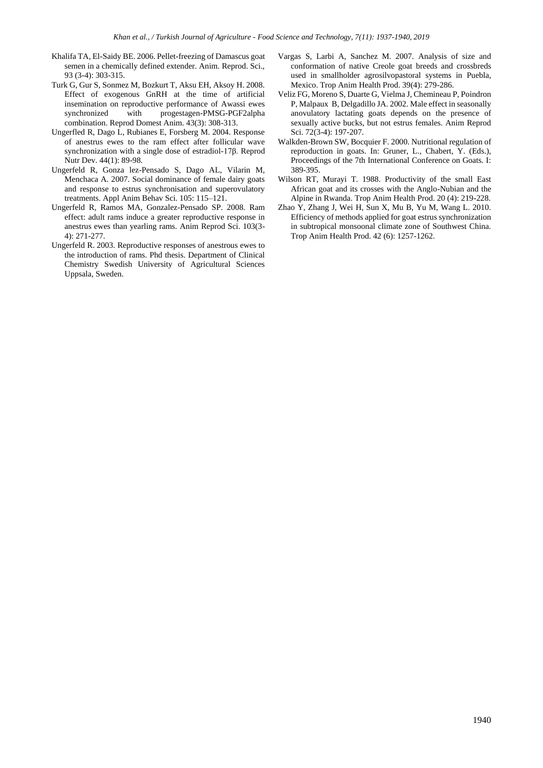Khalifa TA, El-Saidy BE. 2006. Pellet-freezing of Damascus goat semen in a chemically defined extender. Anim. Reprod. Sci., 93 (3-4): 303-315.

Turk G, Gur S, Sonmez M, Bozkurt T, Aksu EH, Aksoy H. 2008. Effect of exogenous GnRH at the time of artificial insemination on reproductive performance of Awassi ewes synchronized with progestagen-PMSG-PGF2alpha combination. Reprod Domest Anim. 43(3): 308-313.

Ungerfled R, Dago L, Rubianes E, Forsberg M. 2004. Response of anestrus ewes to the ram effect after follicular wave synchronization with a single dose of estradiol-17β. Reprod Nutr Dev. 44(1): 89-98.

Ungerfeld R, Gonza lez-Pensado S, Dago AL, Vilarin M, Menchaca A. 2007. Social dominance of female dairy goats and response to estrus synchronisation and superovulatory treatments. Appl Anim Behav Sci. 105: 115–121.

Ungerfeld R, Ramos MA, Gonzalez-Pensado SP. 2008. Ram effect: adult rams induce a greater reproductive response in anestrus ewes than yearling rams. Anim Reprod Sci. 103(3-4): 271-277.

Ungerfeld R. 2003. Reproductive responses of anestrous ewes to the introduction of rams. Phd thesis. Department of Clinical Chemistry Swedish University of Agricultural Sciences Uppsala, Sweden.

Vargas S, Larbi A, Sanchez M. 2007. Analysis of size and conformation of native Creole goat breeds and crossbreds used in smallholder agrosilvopastoral systems in Puebla, Mexico. Trop Anim Health Prod. 39(4): 279-286.

Veliz FG, Moreno S, Duarte G, Vielma J, Chemineau P, Poindron P, Malpaux B, Delgadillo JA. 2002. Male effect in seasonally anovulatory lactating goats depends on the presence of sexually active bucks, but not estrus females. Anim Reprod Sci. 72(3-4): 197-207.

Walkden-Brown SW, Bocquier F. 2000. Nutritional regulation of reproduction in goats. In: Gruner, L., Chabert, Y. (Eds.), Proceedings of the 7th International Conference on Goats. I: 389-395.

Wilson RT, Murayi T. 1988. Productivity of the small East African goat and its crosses with the Anglo-Nubian and the Alpine in Rwanda. Trop Anim Health Prod. 20 (4): 219-228.

Zhao Y, Zhang J, Wei H, Sun X, Mu B, Yu M, Wang L. 2010. Efficiency of methods applied for goat estrus synchronization in subtropical monsoonal climate zone of Southwest China. Trop Anim Health Prod. 42 (6): 1257-1262.